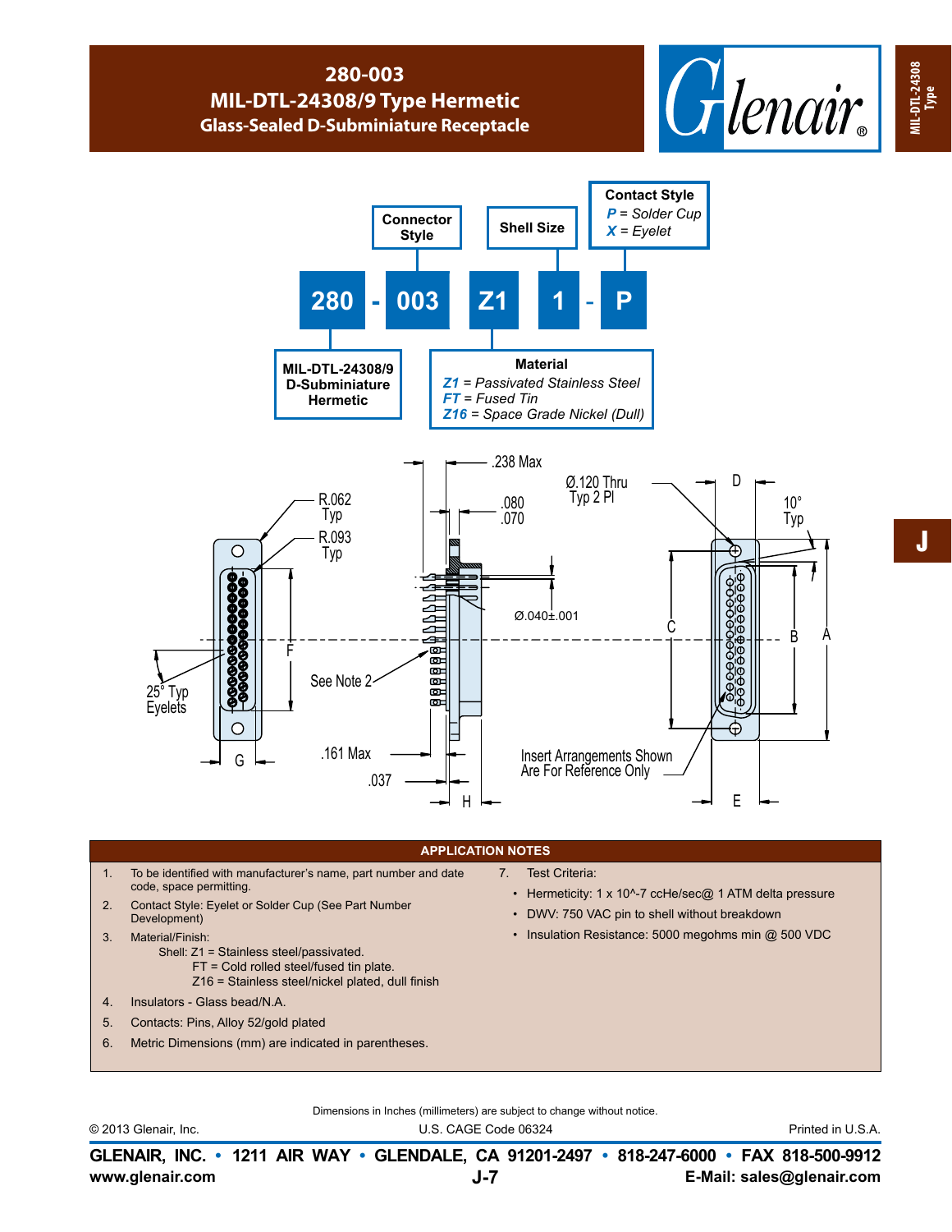# 280-003
## MIL-DTL-24308/9 Type Hermetic
### Glass-Sealed D-Subminiature Receptacle

**Part number breakdown:** 280 - 003 Z1 1 - P

- **280** — MIL-DTL-24308/9 D-Subminiature Hermetic
- **003** — Connector Style
- **Z1** — Material
  - *Z1* = Passivated Stainless Steel
  - *FT* = Fused Tin
  - *Z16* = Space Grade Nickel (Dull)
- **1** — Shell Size
- **P** — Contact Style
  - *P* = Solder Cup
  - *X* = Eyelet

**Drawing callouts:** R.062 Typ; R.093 Typ; 25° Typ Eyelets; F; G; .238 Max; .080 / .070; Ø.040±.001; See Note 2; .161 Max; .037; H; Ø.120 Thru Typ 2 Pl; D; 10° Typ; C; B; A; E; Insert Arrangements Shown Are For Reference Only

## APPLICATION NOTES

1. To be identified with manufacturer's name, part number and date code, space permitting.
2. Contact Style: Eyelet or Solder Cup (See Part Number Development)
3. Material/Finish:
   Shell: Z1 = Stainless steel/passivated.
   FT = Cold rolled steel/fused tin plate.
   Z16 = Stainless steel/nickel plated, dull finish
4. Insulators - Glass bead/N.A.
5. Contacts: Pins, Alloy 52/gold plated
6. Metric Dimensions (mm) are indicated in parentheses.
7. Test Criteria:
   - Hermeticity: 1 x 10^-7 ccHe/sec@ 1 ATM delta pressure
   - DWV: 750 VAC pin to shell without breakdown
   - Insulation Resistance: 5000 megohms min @ 500 VDC

Dimensions in Inches (millimeters) are subject to change without notice.

© 2013 Glenair, Inc. U.S. CAGE Code 06324 Printed in U.S.A.

**GLENAIR, INC. • 1211 AIR WAY • GLENDALE, CA 91201-2497 • 818-247-6000 • FAX 818-500-9912**
**www.glenair.com** **E-Mail: sales@glenair.com**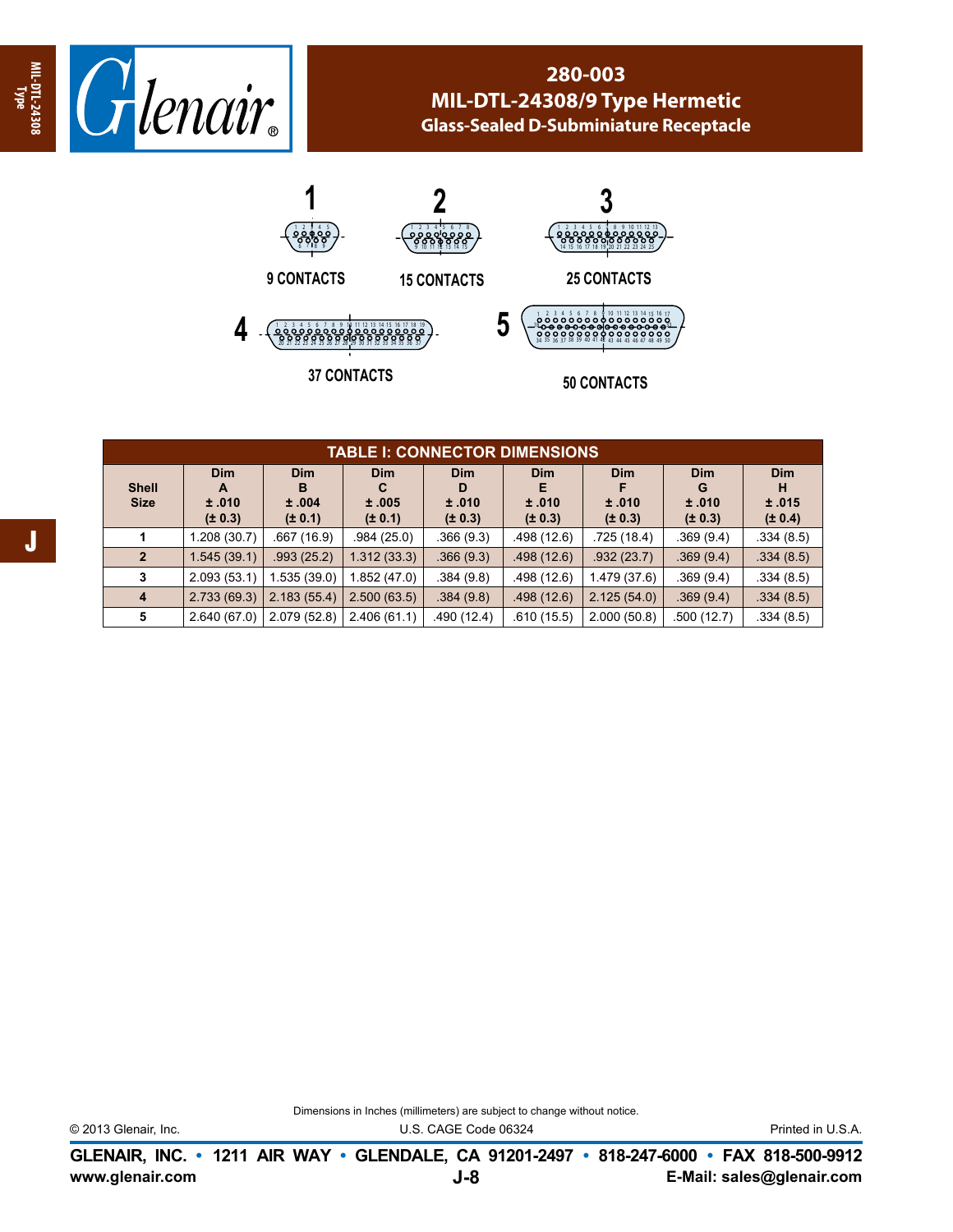# 280-003
## MIL-DTL-24308/9 Type Hermetic
### Glass-Sealed D-Subminiature Receptacle

1 — 9 CONTACTS

2 — 15 CONTACTS

3 — 25 CONTACTS

4 — 37 CONTACTS

5 — 50 CONTACTS

**TABLE I: CONNECTOR DIMENSIONS**

| Shell Size | Dim A ± .010 (± 0.3) | Dim B ± .004 (± 0.1) | Dim C ± .005 (± 0.1) | Dim D ± .010 (± 0.3) | Dim E ± .010 (± 0.3) | Dim F ± .010 (± 0.3) | Dim G ± .010 (± 0.3) | Dim H ± .015 (± 0.4) |
|---|---|---|---|---|---|---|---|---|
| 1 | 1.208 (30.7) | .667 (16.9) | .984 (25.0) | .366 (9.3) | .498 (12.6) | .725 (18.4) | .369 (9.4) | .334 (8.5) |
| 2 | 1.545 (39.1) | .993 (25.2) | 1.312 (33.3) | .366 (9.3) | .498 (12.6) | .932 (23.7) | .369 (9.4) | .334 (8.5) |
| 3 | 2.093 (53.1) | 1.535 (39.0) | 1.852 (47.0) | .384 (9.8) | .498 (12.6) | 1.479 (37.6) | .369 (9.4) | .334 (8.5) |
| 4 | 2.733 (69.3) | 2.183 (55.4) | 2.500 (63.5) | .384 (9.8) | .498 (12.6) | 2.125 (54.0) | .369 (9.4) | .334 (8.5) |
| 5 | 2.640 (67.0) | 2.079 (52.8) | 2.406 (61.1) | .490 (12.4) | .610 (15.5) | 2.000 (50.8) | .500 (12.7) | .334 (8.5) |

Dimensions in Inches (millimeters) are subject to change without notice.